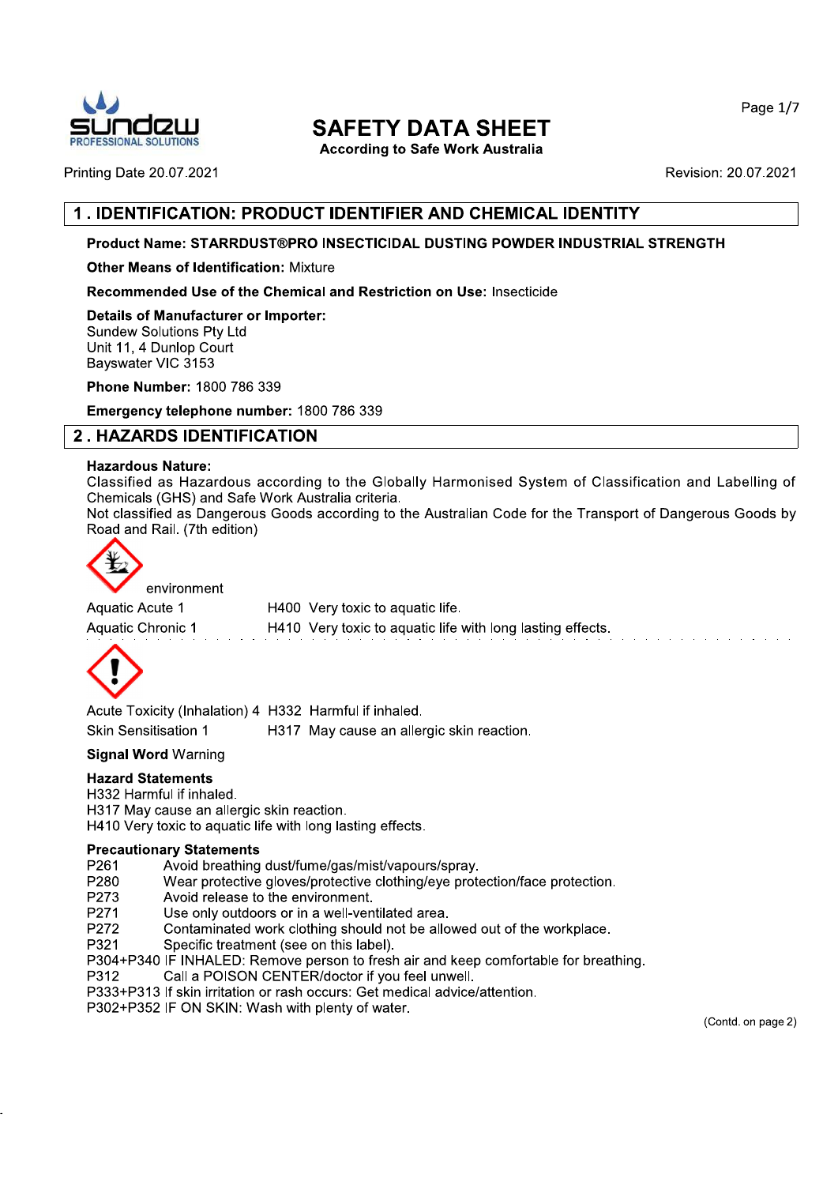# SAFETY DATA SHEET

According to Safe Work Australia

Printing Date 20.07.2021 Revision: 20.07.2021

## 1 . IDENTIFICATION: PRODUCT IDENTIFIER AND CHEMICAL IDENTITY

**Product Name: STARRDUST®PRO INSECTICIDAL DUSTING POWDER INDUSTRIAL STRENGTH**

**Other Means of Identification:** Mixture

**Recommended Use of the Chemical and Restriction on Use:** Insecticide

**Details of Manufacturer or Importer:**
Sundew Solutions Pty Ltd
Unit 11, 4 Dunlop Court
Bayswater VIC 3153

**Phone Number:** 1800 786 339

**Emergency telephone number:** 1800 786 339

## 2 . HAZARDS IDENTIFICATION

**Hazardous Nature:**
Classified as Hazardous according to the Globally Harmonised System of Classification and Labelling of Chemicals (GHS) and Safe Work Australia criteria.
Not classified as Dangerous Goods according to the Australian Code for the Transport of Dangerous Goods by Road and Rail. (7th edition)

environment

| | |
|---|---|
| Aquatic Acute 1 | H400 Very toxic to aquatic life. |
| Aquatic Chronic 1 | H410 Very toxic to aquatic life with long lasting effects. |
| Acute Toxicity (Inhalation) 4 | H332 Harmful if inhaled. |
| Skin Sensitisation 1 | H317 May cause an allergic skin reaction. |

**Signal Word** Warning

**Hazard Statements**
H332 Harmful if inhaled.
H317 May cause an allergic skin reaction.
H410 Very toxic to aquatic life with long lasting effects.

**Precautionary Statements**
P261 Avoid breathing dust/fume/gas/mist/vapours/spray.
P280 Wear protective gloves/protective clothing/eye protection/face protection.
P273 Avoid release to the environment.
P271 Use only outdoors or in a well-ventilated area.
P272 Contaminated work clothing should not be allowed out of the workplace.
P321 Specific treatment (see on this label).
P304+P340 IF INHALED: Remove person to fresh air and keep comfortable for breathing.
P312 Call a POISON CENTER/doctor if you feel unwell.
P333+P313 If skin irritation or rash occurs: Get medical advice/attention.
P302+P352 IF ON SKIN: Wash with plenty of water.

(Contd. on page 2)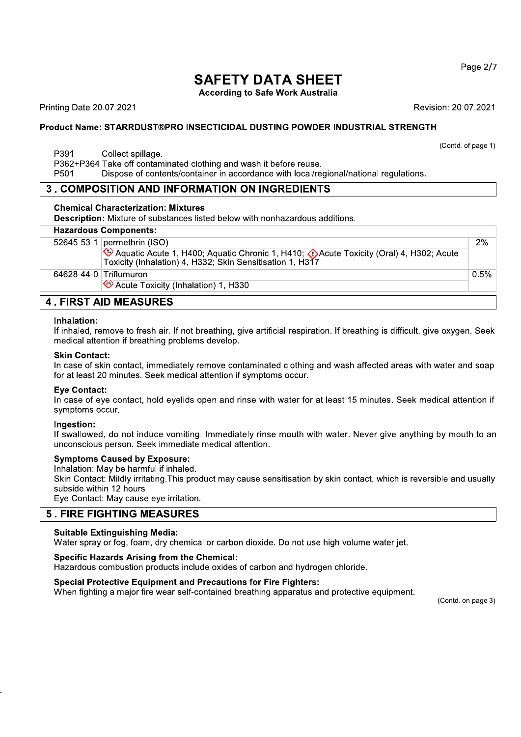(Contd. of page 1)

P391 Collect spillage.
P362+P364 Take off contaminated clothing and wash it before reuse.
P501 Dispose of contents/container in accordance with local/regional/national regulations.

## 3 . COMPOSITION AND INFORMATION ON INGREDIENTS

**Chemical Characterization: Mixtures**

**Description:** Mixture of substances listed below with nonhazardous additions.

| Hazardous Components: | | |
|---|---|---|
| 52645-53-1 | permethrin (ISO) | 2% |
| | Aquatic Acute 1, H400; Aquatic Chronic 1, H410; Acute Toxicity (Oral) 4, H302; Acute Toxicity (Inhalation) 4, H332; Skin Sensitisation 1, H317 | |
| 64628-44-0 | Triflumuron | 0.5% |
| | Acute Toxicity (Inhalation) 1, H330 | |

## 4 . FIRST AID MEASURES

**Inhalation:**
If inhaled, remove to fresh air. If not breathing, give artificial respiration. If breathing is difficult, give oxygen. Seek medical attention if breathing problems develop.

**Skin Contact:**
In case of skin contact, immediately remove contaminated clothing and wash affected areas with water and soap for at least 20 minutes. Seek medical attention if symptoms occur.

**Eye Contact:**
In case of eye contact, hold eyelids open and rinse with water for at least 15 minutes. Seek medical attention if symptoms occur.

**Ingestion:**
If swallowed, do not induce vomiting. Immediately rinse mouth with water. Never give anything by mouth to an unconscious person. Seek immediate medical attention.

**Symptoms Caused by Exposure:**
Inhalation: May be harmful if inhaled.
Skin Contact: Mildly irritating.This product may cause sensitisation by skin contact, which is reversible and usually subside within 12 hours.
Eye Contact: May cause eye irritation.

## 5 . FIRE FIGHTING MEASURES

**Suitable Extinguishing Media:**
Water spray or fog, foam, dry chemical or carbon dioxide. Do not use high volume water jet.

**Specific Hazards Arising from the Chemical:**
Hazardous combustion products include oxides of carbon and hydrogen chloride.

**Special Protective Equipment and Precautions for Fire Fighters:**
When fighting a major fire wear self-contained breathing apparatus and protective equipment.

(Contd. on page 3)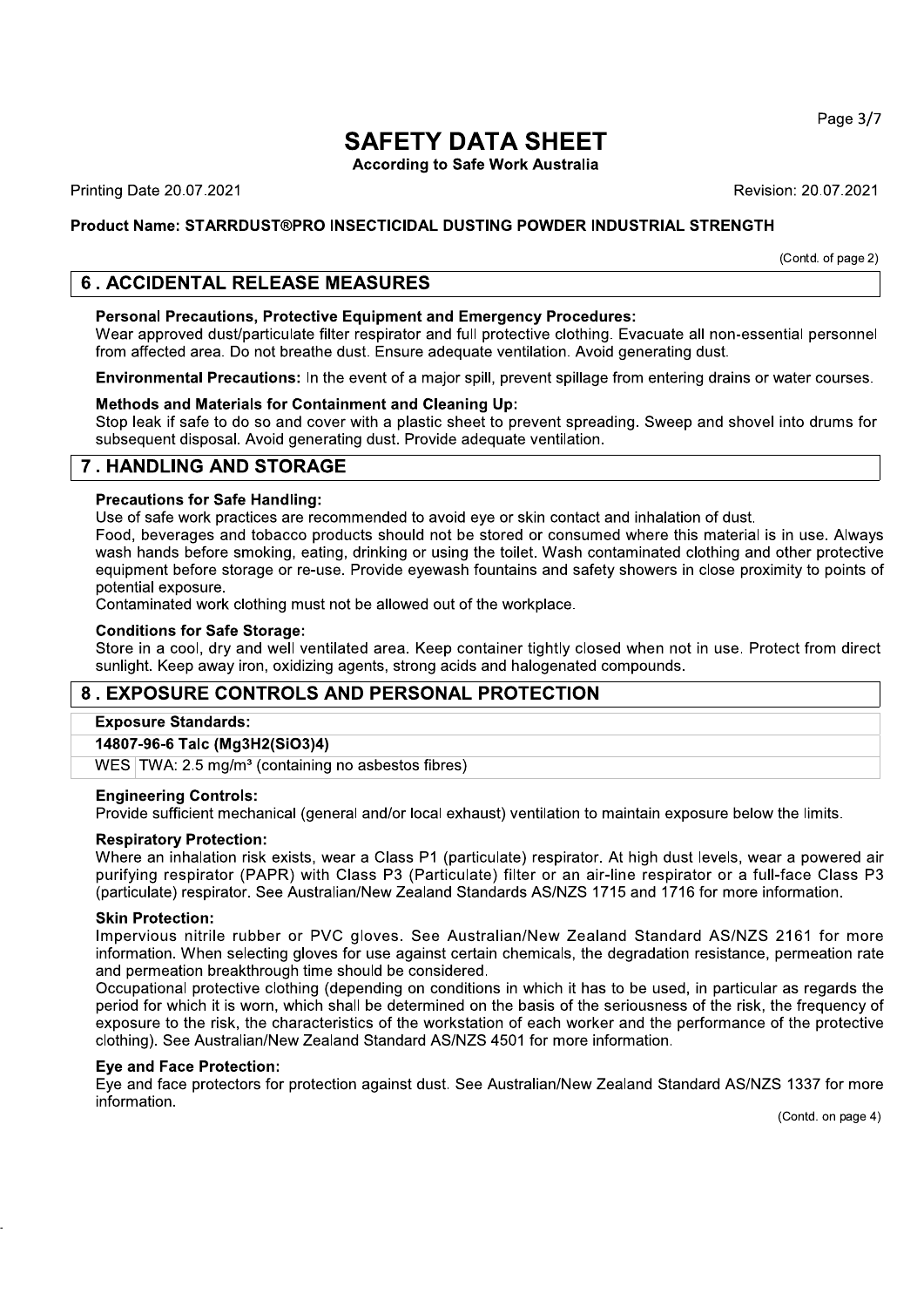# SAFETY DATA SHEET

**According to Safe Work Australia**

Printing Date 20.07.2021 Revision: 20.07.2021

**Product Name: STARRDUST®PRO INSECTICIDAL DUSTING POWDER INDUSTRIAL STRENGTH**

(Contd. of page 2)

## 6 . ACCIDENTAL RELEASE MEASURES

**Personal Precautions, Protective Equipment and Emergency Procedures:**
Wear approved dust/particulate filter respirator and full protective clothing. Evacuate all non-essential personnel from affected area. Do not breathe dust. Ensure adequate ventilation. Avoid generating dust.

**Environmental Precautions:** In the event of a major spill, prevent spillage from entering drains or water courses.

**Methods and Materials for Containment and Cleaning Up:**
Stop leak if safe to do so and cover with a plastic sheet to prevent spreading. Sweep and shovel into drums for subsequent disposal. Avoid generating dust. Provide adequate ventilation.

## 7 . HANDLING AND STORAGE

**Precautions for Safe Handling:**
Use of safe work practices are recommended to avoid eye or skin contact and inhalation of dust.
Food, beverages and tobacco products should not be stored or consumed where this material is in use. Always wash hands before smoking, eating, drinking or using the toilet. Wash contaminated clothing and other protective equipment before storage or re-use. Provide eyewash fountains and safety showers in close proximity to points of potential exposure.
Contaminated work clothing must not be allowed out of the workplace.

**Conditions for Safe Storage:**
Store in a cool, dry and well ventilated area. Keep container tightly closed when not in use. Protect from direct sunlight. Keep away iron, oxidizing agents, strong acids and halogenated compounds.

## 8 . EXPOSURE CONTROLS AND PERSONAL PROTECTION

| **Exposure Standards:** | |
|---|---|
| **14807-96-6 Talc ($Mg_3H_2(SiO_3)_4$)** | |
| WES | TWA: 2.5 mg/m³ (containing no asbestos fibres) |

**Engineering Controls:**
Provide sufficient mechanical (general and/or local exhaust) ventilation to maintain exposure below the limits.

**Respiratory Protection:**
Where an inhalation risk exists, wear a Class P1 (particulate) respirator. At high dust levels, wear a powered air purifying respirator (PAPR) with Class P3 (Particulate) filter or an air-line respirator or a full-face Class P3 (particulate) respirator. See Australian/New Zealand Standards AS/NZS 1715 and 1716 for more information.

**Skin Protection:**
Impervious nitrile rubber or PVC gloves. See Australian/New Zealand Standard AS/NZS 2161 for more information. When selecting gloves for use against certain chemicals, the degradation resistance, permeation rate and permeation breakthrough time should be considered.
Occupational protective clothing (depending on conditions in which it has to be used, in particular as regards the period for which it is worn, which shall be determined on the basis of the seriousness of the risk, the frequency of exposure to the risk, the characteristics of the workstation of each worker and the performance of the protective clothing). See Australian/New Zealand Standard AS/NZS 4501 for more information.

**Eye and Face Protection:**
Eye and face protectors for protection against dust. See Australian/New Zealand Standard AS/NZS 1337 for more information.

(Contd. on page 4)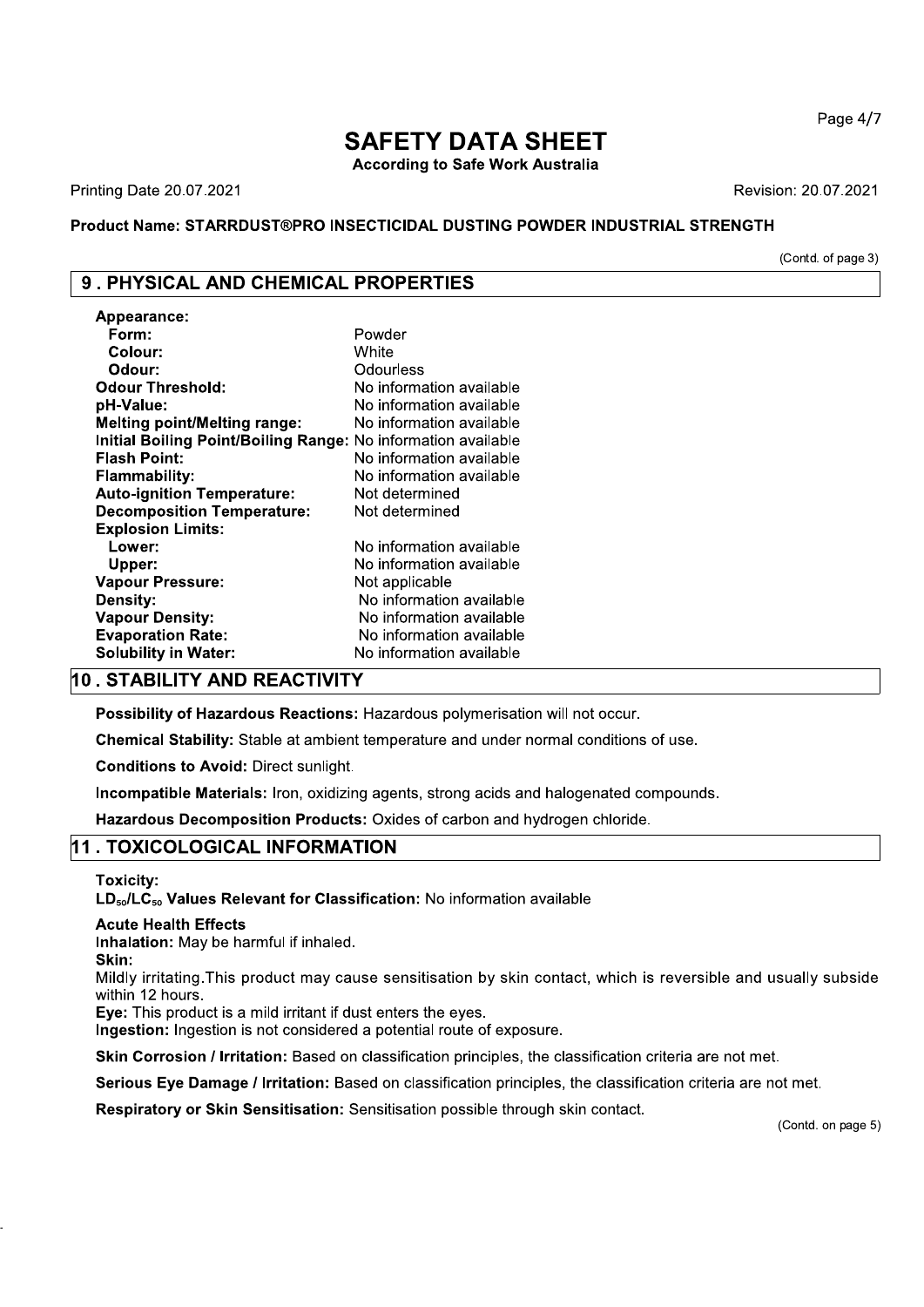# SAFETY DATA SHEET

**According to Safe Work Australia**

Printing Date 20.07.2021

Revision: 20.07.2021

**Product Name: STARRDUST®PRO INSECTICIDAL DUSTING POWDER INDUSTRIAL STRENGTH**

(Contd. of page 3)

## 9 . PHYSICAL AND CHEMICAL PROPERTIES

| | |
|---|---|
| **Appearance:** | |
| **Form:** | Powder |
| **Colour:** | White |
| **Odour:** | Odourless |
| **Odour Threshold:** | No information available |
| **pH-Value:** | No information available |
| **Melting point/Melting range:** | No information available |
| **Initial Boiling Point/Boiling Range:** | No information available |
| **Flash Point:** | No information available |
| **Flammability:** | No information available |
| **Auto-ignition Temperature:** | Not determined |
| **Decomposition Temperature:** | Not determined |
| **Explosion Limits:** | |
| **Lower:** | No information available |
| **Upper:** | No information available |
| **Vapour Pressure:** | Not applicable |
| **Density:** | No information available |
| **Vapour Density:** | No information available |
| **Evaporation Rate:** | No information available |
| **Solubility in Water:** | No information available |

## 10 . STABILITY AND REACTIVITY

**Possibility of Hazardous Reactions:** Hazardous polymerisation will not occur.

**Chemical Stability:** Stable at ambient temperature and under normal conditions of use.

**Conditions to Avoid:** Direct sunlight.

**Incompatible Materials:** Iron, oxidizing agents, strong acids and halogenated compounds.

**Hazardous Decomposition Products:** Oxides of carbon and hydrogen chloride.

## 11 . TOXICOLOGICAL INFORMATION

**Toxicity:**

**$LD_{50}$/$LC_{50}$ Values Relevant for Classification:** No information available

**Acute Health Effects**

**Inhalation:** May be harmful if inhaled.

**Skin:**

Mildly irritating.This product may cause sensitisation by skin contact, which is reversible and usually subside within 12 hours.

**Eye:** This product is a mild irritant if dust enters the eyes.

**Ingestion:** Ingestion is not considered a potential route of exposure.

**Skin Corrosion / Irritation:** Based on classification principles, the classification criteria are not met.

**Serious Eye Damage / Irritation:** Based on classification principles, the classification criteria are not met.

**Respiratory or Skin Sensitisation:** Sensitisation possible through skin contact.

(Contd. on page 5)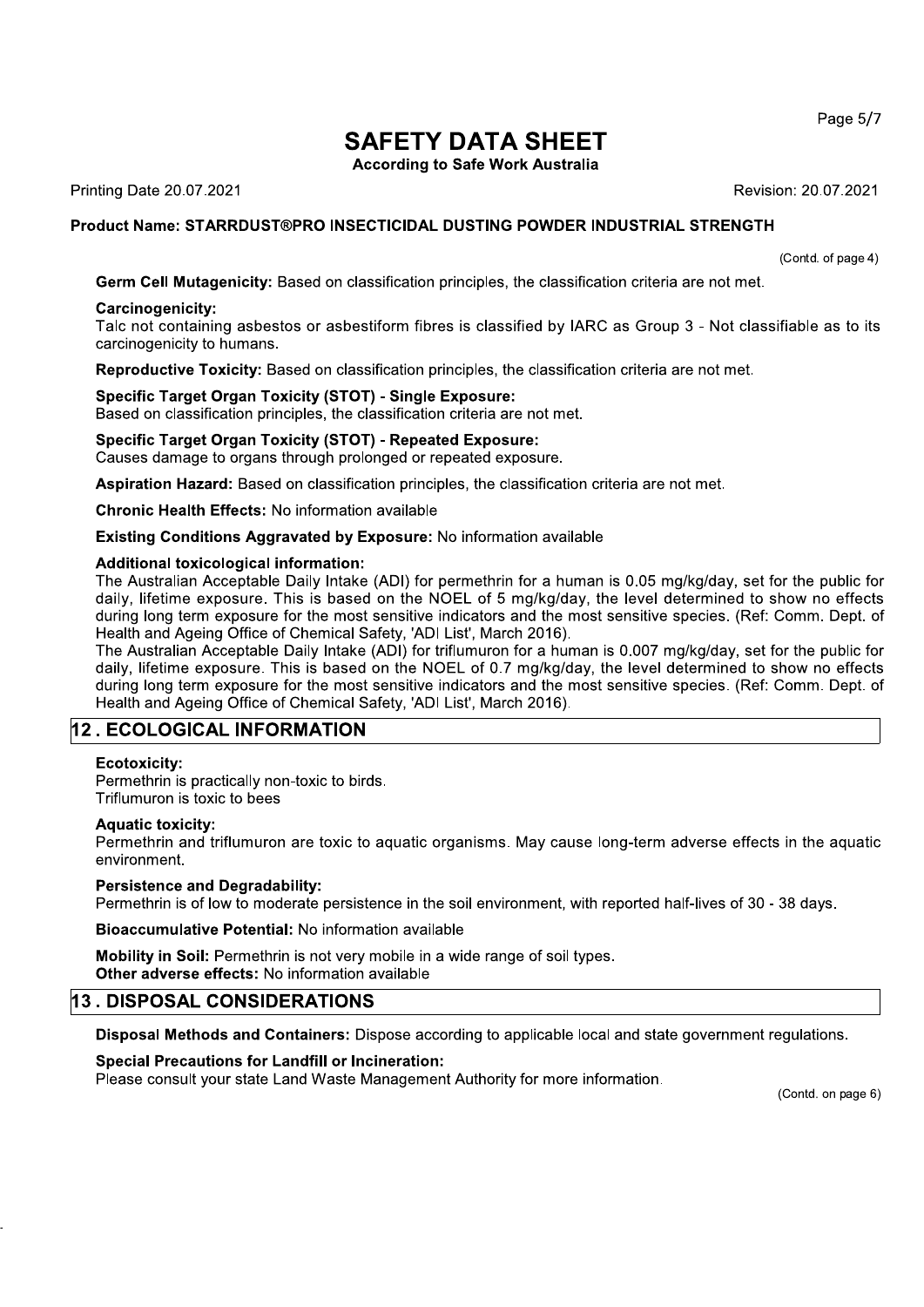(Contd. of page 4)

**Germ Cell Mutagenicity:** Based on classification principles, the classification criteria are not met.

**Carcinogenicity:**
Talc not containing asbestos or asbestiform fibres is classified by IARC as Group 3 - Not classifiable as to its carcinogenicity to humans.

**Reproductive Toxicity:** Based on classification principles, the classification criteria are not met.

**Specific Target Organ Toxicity (STOT) - Single Exposure:**
Based on classification principles, the classification criteria are not met.

**Specific Target Organ Toxicity (STOT) - Repeated Exposure:**
Causes damage to organs through prolonged or repeated exposure.

**Aspiration Hazard:** Based on classification principles, the classification criteria are not met.

**Chronic Health Effects:** No information available

**Existing Conditions Aggravated by Exposure:** No information available

**Additional toxicological information:**
The Australian Acceptable Daily Intake (ADI) for permethrin for a human is 0.05 mg/kg/day, set for the public for daily, lifetime exposure. This is based on the NOEL of 5 mg/kg/day, the level determined to show no effects during long term exposure for the most sensitive indicators and the most sensitive species. (Ref: Comm. Dept. of Health and Ageing Office of Chemical Safety, 'ADI List', March 2016).
The Australian Acceptable Daily Intake (ADI) for triflumuron for a human is 0.007 mg/kg/day, set for the public for daily, lifetime exposure. This is based on the NOEL of 0.7 mg/kg/day, the level determined to show no effects during long term exposure for the most sensitive indicators and the most sensitive species. (Ref: Comm. Dept. of Health and Ageing Office of Chemical Safety, 'ADI List', March 2016).

## 12 . ECOLOGICAL INFORMATION

**Ecotoxicity:**
Permethrin is practically non-toxic to birds.
Triflumuron is toxic to bees

**Aquatic toxicity:**
Permethrin and triflumuron are toxic to aquatic organisms. May cause long-term adverse effects in the aquatic environment.

**Persistence and Degradability:**
Permethrin is of low to moderate persistence in the soil environment, with reported half-lives of 30 - 38 days.

**Bioaccumulative Potential:** No information available

**Mobility in Soil:** Permethrin is not very mobile in a wide range of soil types.
**Other adverse effects:** No information available

## 13 . DISPOSAL CONSIDERATIONS

**Disposal Methods and Containers:** Dispose according to applicable local and state government regulations.

**Special Precautions for Landfill or Incineration:**
Please consult your state Land Waste Management Authority for more information.

(Contd. on page 6)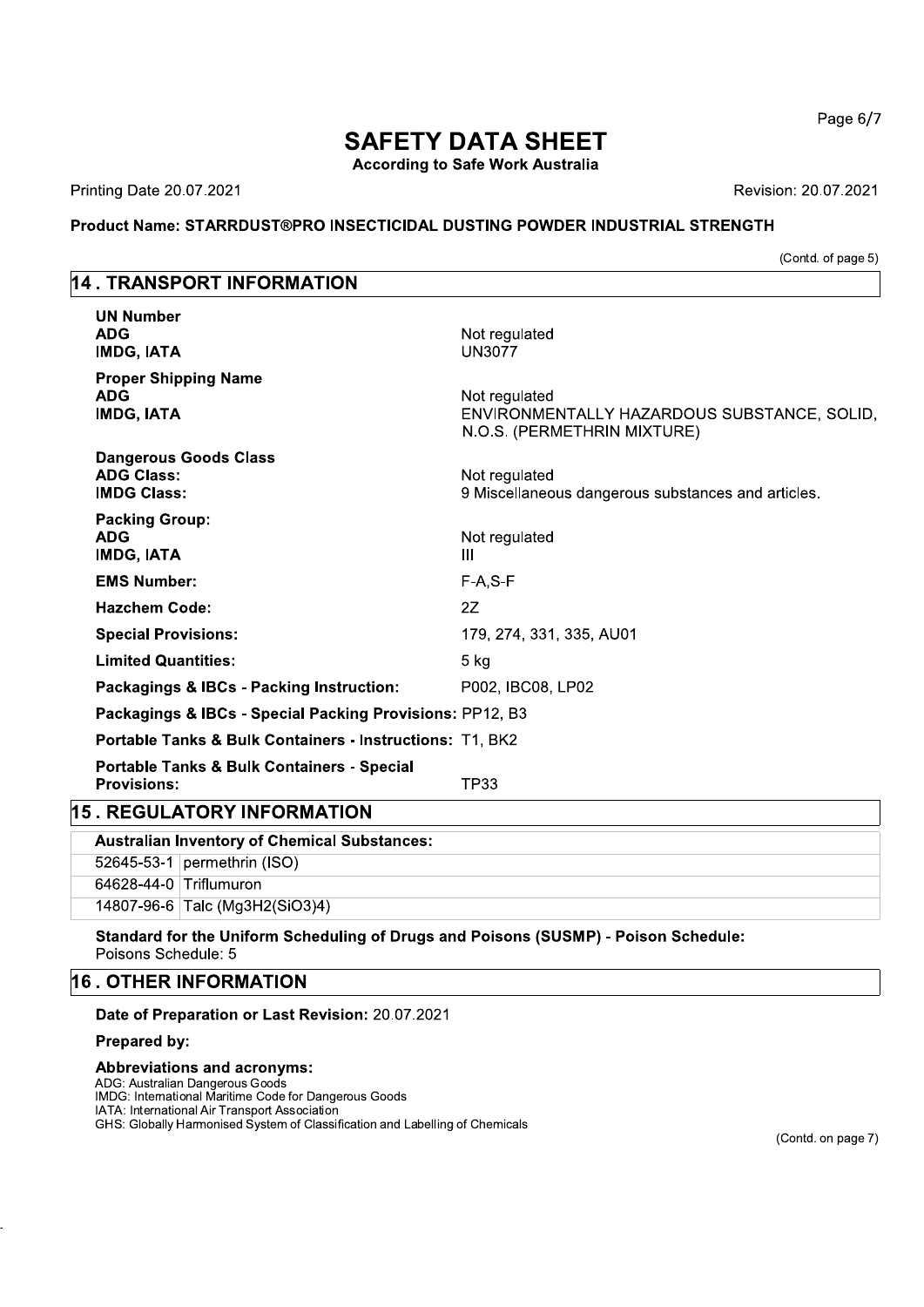# SAFETY DATA SHEET

**According to Safe Work Australia**

Printing Date 20.07.2021

Revision: 20.07.2021

**Product Name: STARRDUST®PRO INSECTICIDAL DUSTING POWDER INDUSTRIAL STRENGTH**

(Contd. of page 5)

## 14 . TRANSPORT INFORMATION

**UN Number**
**ADG** Not regulated
**IMDG, IATA** UN3077

**Proper Shipping Name**
**ADG** Not regulated
**IMDG, IATA** ENVIRONMENTALLY HAZARDOUS SUBSTANCE, SOLID, N.O.S. (PERMETHRIN MIXTURE)

**Dangerous Goods Class**
**ADG Class:** Not regulated
**IMDG Class:** 9 Miscellaneous dangerous substances and articles.

**Packing Group:**
**ADG** Not regulated
**IMDG, IATA** III

**EMS Number:** F-A,S-F

**Hazchem Code:** 2Z

**Special Provisions:** 179, 274, 331, 335, AU01

**Limited Quantities:** 5 kg

**Packagings & IBCs - Packing Instruction:** P002, IBC08, LP02

**Packagings & IBCs - Special Packing Provisions:** PP12, B3

**Portable Tanks & Bulk Containers - Instructions:** T1, BK2

**Portable Tanks & Bulk Containers - Special Provisions:** TP33

## 15 . REGULATORY INFORMATION

| Australian Inventory of Chemical Substances: | |
|---|---|
| 52645-53-1 | permethrin (ISO) |
| 64628-44-0 | Triflumuron |
| 14807-96-6 | Talc ($Mg_3H_2(SiO_3)_4$) |

**Standard for the Uniform Scheduling of Drugs and Poisons (SUSMP) - Poison Schedule:**
Poisons Schedule: 5

## 16 . OTHER INFORMATION

**Date of Preparation or Last Revision:** 20.07.2021

**Prepared by:**

**Abbreviations and acronyms:**
ADG: Australian Dangerous Goods
IMDG: International Maritime Code for Dangerous Goods
IATA: International Air Transport Association
GHS: Globally Harmonised System of Classification and Labelling of Chemicals

(Contd. on page 7)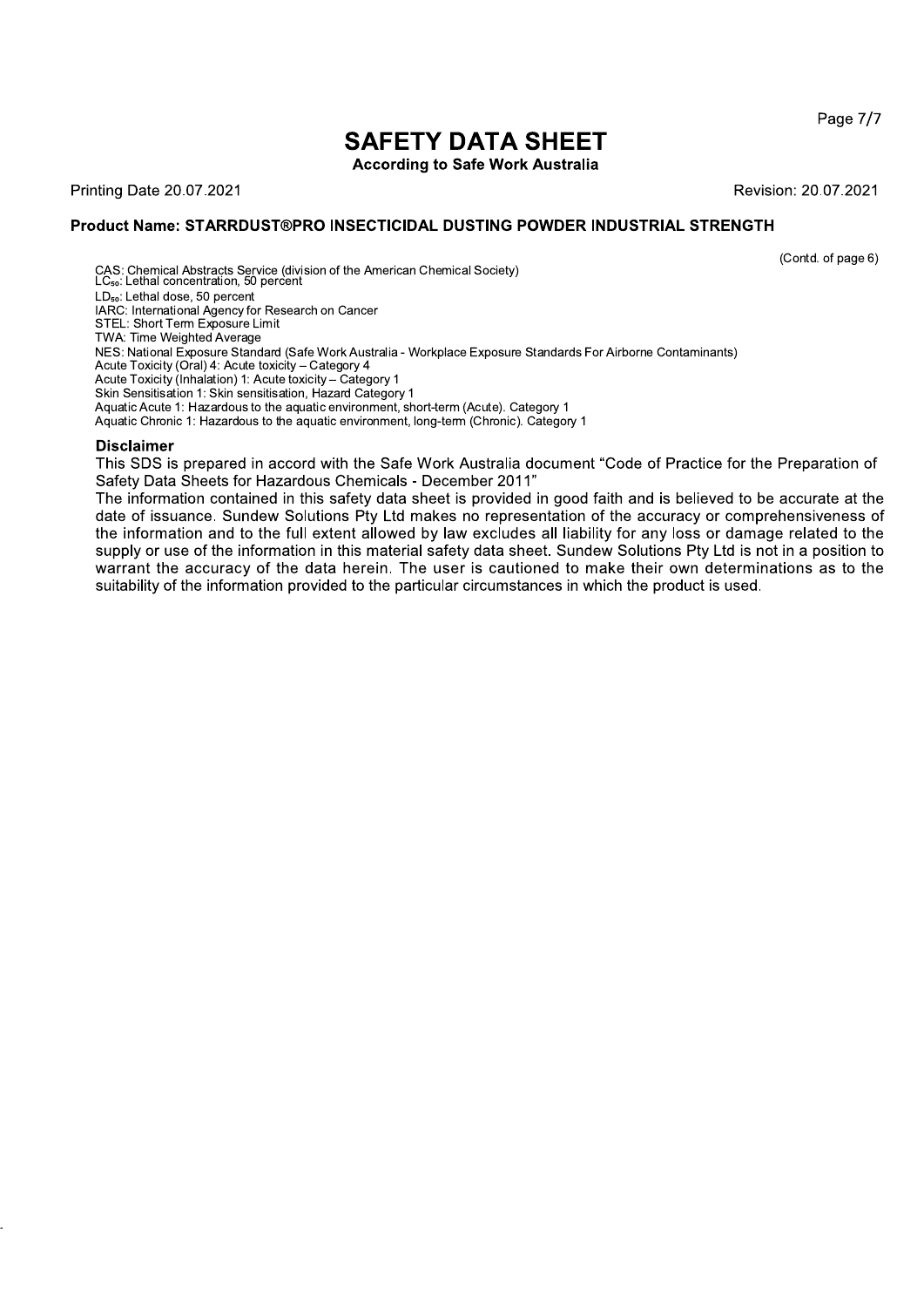(Contd. of page 6)

CAS: Chemical Abstracts Service (division of the American Chemical Society)
$LC_{50}$: Lethal concentration, 50 percent
$LD_{50}$: Lethal dose, 50 percent
IARC: International Agency for Research on Cancer
STEL: Short Term Exposure Limit
TWA: Time Weighted Average
NES: National Exposure Standard (Safe Work Australia - Workplace Exposure Standards For Airborne Contaminants)
Acute Toxicity (Oral) 4: Acute toxicity – Category 4
Acute Toxicity (Inhalation) 1: Acute toxicity – Category 1
Skin Sensitisation 1: Skin sensitisation, Hazard Category 1
Aquatic Acute 1: Hazardous to the aquatic environment, short-term (Acute). Category 1
Aquatic Chronic 1: Hazardous to the aquatic environment, long-term (Chronic). Category 1

**Disclaimer**

This SDS is prepared in accord with the Safe Work Australia document "Code of Practice for the Preparation of Safety Data Sheets for Hazardous Chemicals - December 2011"

The information contained in this safety data sheet is provided in good faith and is believed to be accurate at the date of issuance. Sundew Solutions Pty Ltd makes no representation of the accuracy or comprehensiveness of the information and to the full extent allowed by law excludes all liability for any loss or damage related to the supply or use of the information in this material safety data sheet. Sundew Solutions Pty Ltd is not in a position to warrant the accuracy of the data herein. The user is cautioned to make their own determinations as to the suitability of the information provided to the particular circumstances in which the product is used.